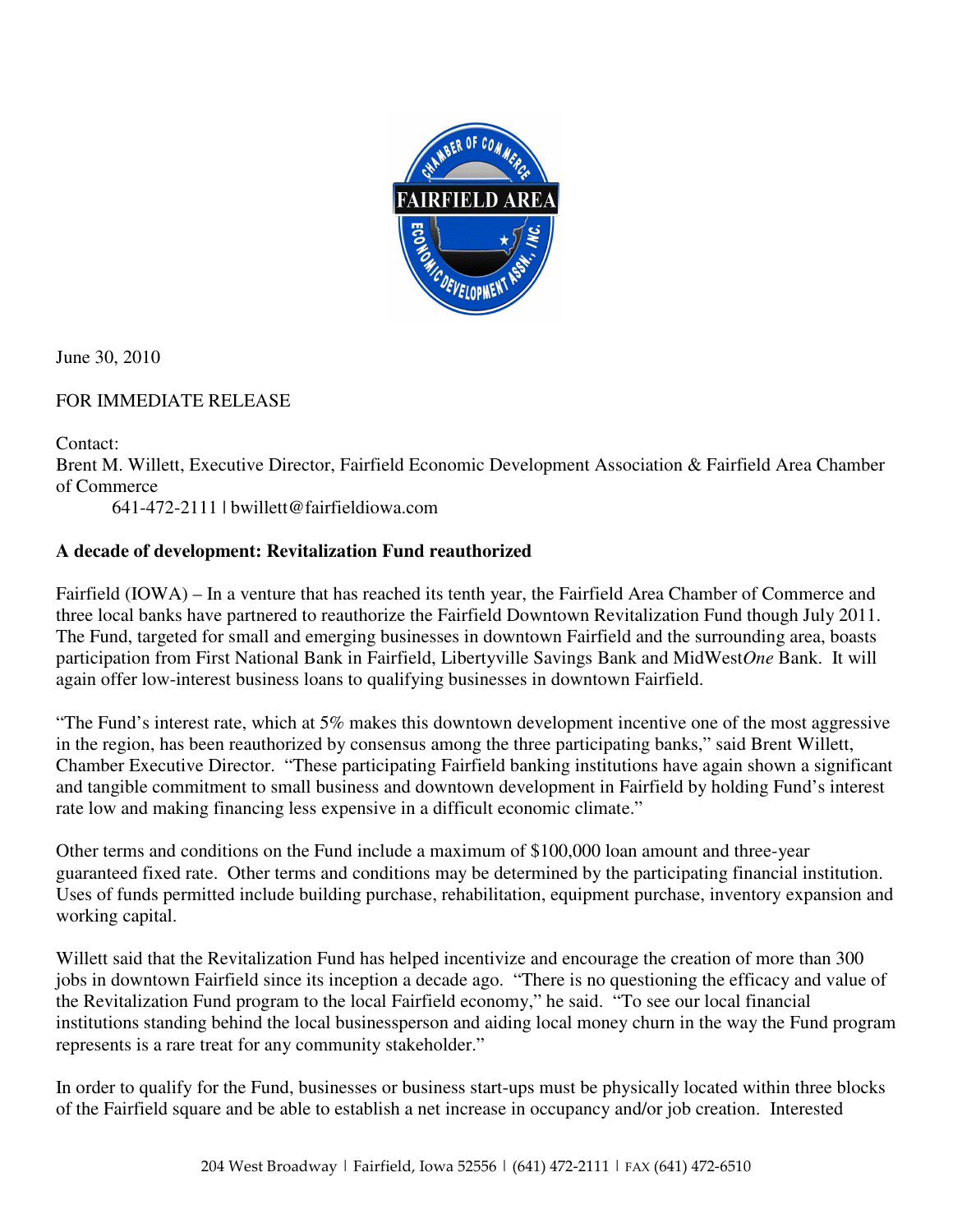June 30, 2010

FOR IMMEDIATE RELEASE

Contact:
Brent M. Willett, Executive Director, Fairfield Economic Development Association & Fairfield Area Chamber of Commerce
641-472-2111 | bwillett@fairfieldiowa.com

**A decade of development: Revitalization Fund reauthorized**

Fairfield (IOWA) – In a venture that has reached its tenth year, the Fairfield Area Chamber of Commerce and three local banks have partnered to reauthorize the Fairfield Downtown Revitalization Fund though July 2011. The Fund, targeted for small and emerging businesses in downtown Fairfield and the surrounding area, boasts participation from First National Bank in Fairfield, Libertyville Savings Bank and MidWest*One* Bank. It will again offer low-interest business loans to qualifying businesses in downtown Fairfield.

"The Fund's interest rate, which at 5% makes this downtown development incentive one of the most aggressive in the region, has been reauthorized by consensus among the three participating banks," said Brent Willett, Chamber Executive Director. "These participating Fairfield banking institutions have again shown a significant and tangible commitment to small business and downtown development in Fairfield by holding Fund's interest rate low and making financing less expensive in a difficult economic climate."

Other terms and conditions on the Fund include a maximum of $100,000 loan amount and three-year guaranteed fixed rate. Other terms and conditions may be determined by the participating financial institution. Uses of funds permitted include building purchase, rehabilitation, equipment purchase, inventory expansion and working capital.

Willett said that the Revitalization Fund has helped incentivize and encourage the creation of more than 300 jobs in downtown Fairfield since its inception a decade ago. "There is no questioning the efficacy and value of the Revitalization Fund program to the local Fairfield economy," he said. "To see our local financial institutions standing behind the local businessperson and aiding local money churn in the way the Fund program represents is a rare treat for any community stakeholder."

In order to qualify for the Fund, businesses or business start-ups must be physically located within three blocks of the Fairfield square and be able to establish a net increase in occupancy and/or job creation. Interested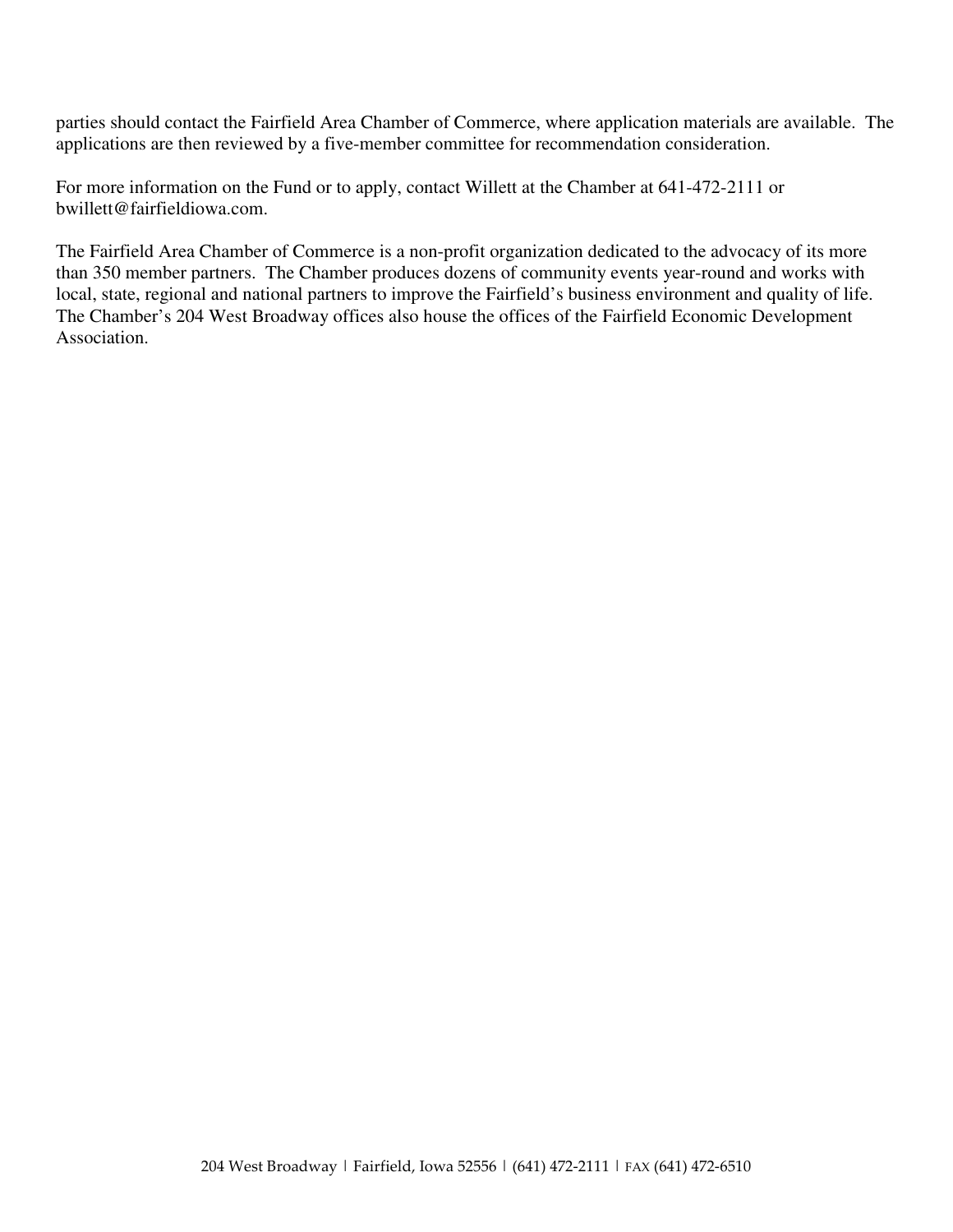parties should contact the Fairfield Area Chamber of Commerce, where application materials are available. The applications are then reviewed by a five-member committee for recommendation consideration.

For more information on the Fund or to apply, contact Willett at the Chamber at 641-472-2111 or bwillett@fairfieldiowa.com.

The Fairfield Area Chamber of Commerce is a non-profit organization dedicated to the advocacy of its more than 350 member partners. The Chamber produces dozens of community events year-round and works with local, state, regional and national partners to improve the Fairfield's business environment and quality of life. The Chamber's 204 West Broadway offices also house the offices of the Fairfield Economic Development Association.